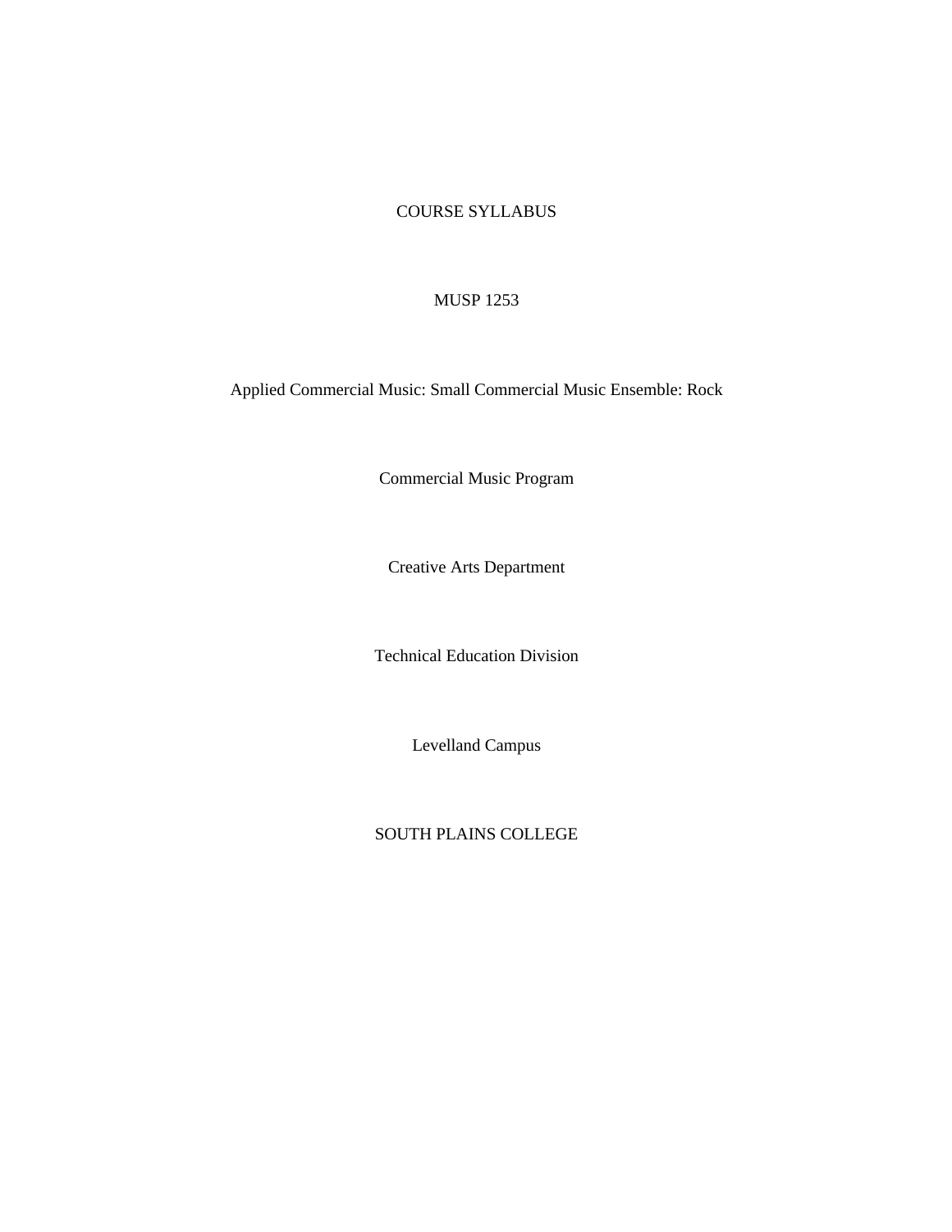COURSE SYLLABUS

MUSP 1253

Applied Commercial Music: Small Commercial Music Ensemble: Rock

Commercial Music Program

Creative Arts Department

Technical Education Division

Levelland Campus

SOUTH PLAINS COLLEGE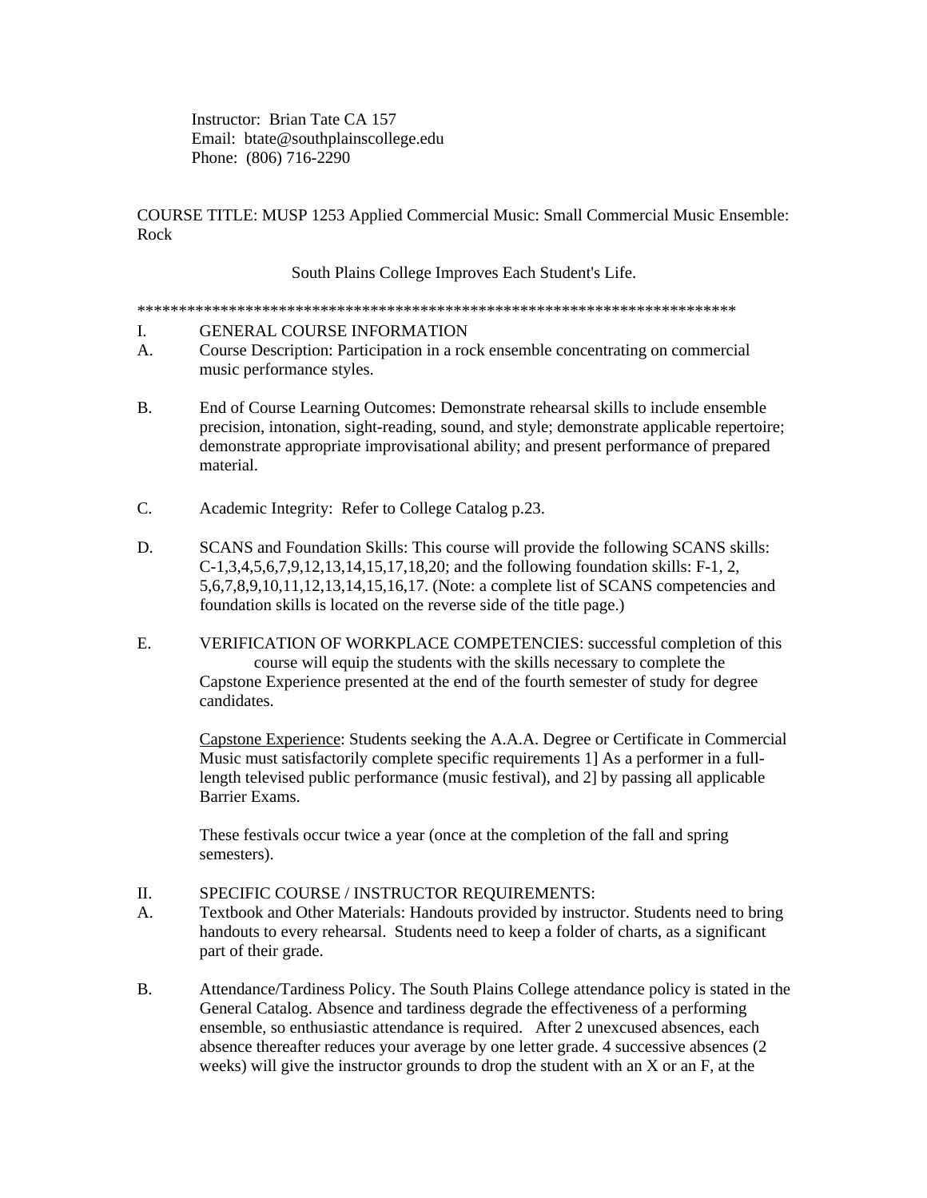Instructor: Brian Tate CA 157
Email: btate@southplainscollege.edu
Phone: (806) 716-2290

COURSE TITLE: MUSP 1253 Applied Commercial Music: Small Commercial Music Ensemble: Rock

South Plains College Improves Each Student's Life.

*************************************************************************

I. GENERAL COURSE INFORMATION

A. Course Description: Participation in a rock ensemble concentrating on commercial music performance styles.

B. End of Course Learning Outcomes: Demonstrate rehearsal skills to include ensemble precision, intonation, sight-reading, sound, and style; demonstrate applicable repertoire; demonstrate appropriate improvisational ability; and present performance of prepared material.

C. Academic Integrity: Refer to College Catalog p.23.

D. SCANS and Foundation Skills: This course will provide the following SCANS skills: C-1,3,4,5,6,7,9,12,13,14,15,17,18,20; and the following foundation skills: F-1, 2, 5,6,7,8,9,10,11,12,13,14,15,16,17. (Note: a complete list of SCANS competencies and foundation skills is located on the reverse side of the title page.)

E. VERIFICATION OF WORKPLACE COMPETENCIES: successful completion of this course will equip the students with the skills necessary to complete the Capstone Experience presented at the end of the fourth semester of study for degree candidates.

<u>Capstone Experience</u>: Students seeking the A.A.A. Degree or Certificate in Commercial Music must satisfactorily complete specific requirements 1] As a performer in a full-length televised public performance (music festival), and 2] by passing all applicable Barrier Exams.

These festivals occur twice a year (once at the completion of the fall and spring semesters).

II. SPECIFIC COURSE / INSTRUCTOR REQUIREMENTS:

A. Textbook and Other Materials: Handouts provided by instructor. Students need to bring handouts to every rehearsal. Students need to keep a folder of charts, as a significant part of their grade.

B. Attendance/Tardiness Policy. The South Plains College attendance policy is stated in the General Catalog. Absence and tardiness degrade the effectiveness of a performing ensemble, so enthusiastic attendance is required. After 2 unexcused absences, each absence thereafter reduces your average by one letter grade. 4 successive absences (2 weeks) will give the instructor grounds to drop the student with an X or an F, at the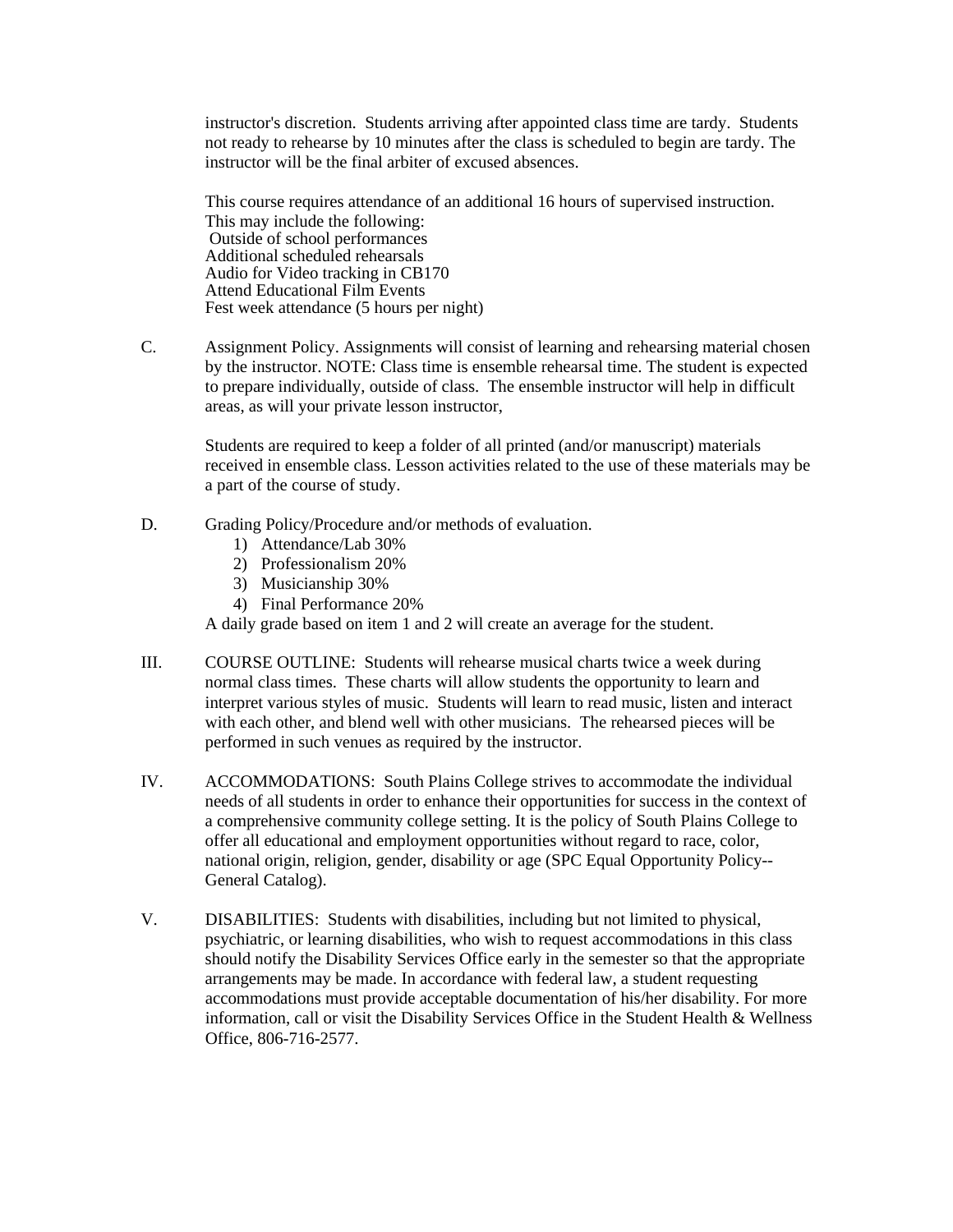instructor's discretion. Students arriving after appointed class time are tardy. Students not ready to rehearse by 10 minutes after the class is scheduled to begin are tardy. The instructor will be the final arbiter of excused absences.

This course requires attendance of an additional 16 hours of supervised instruction. This may include the following:
Outside of school performances
Additional scheduled rehearsals
Audio for Video tracking in CB170
Attend Educational Film Events
Fest week attendance (5 hours per night)

C. Assignment Policy. Assignments will consist of learning and rehearsing material chosen by the instructor. NOTE: Class time is ensemble rehearsal time. The student is expected to prepare individually, outside of class. The ensemble instructor will help in difficult areas, as will your private lesson instructor,

Students are required to keep a folder of all printed (and/or manuscript) materials received in ensemble class. Lesson activities related to the use of these materials may be a part of the course of study.

D. Grading Policy/Procedure and/or methods of evaluation.
1) Attendance/Lab 30%
2) Professionalism 20%
3) Musicianship 30%
4) Final Performance 20%

A daily grade based on item 1 and 2 will create an average for the student.

III. COURSE OUTLINE: Students will rehearse musical charts twice a week during normal class times. These charts will allow students the opportunity to learn and interpret various styles of music. Students will learn to read music, listen and interact with each other, and blend well with other musicians. The rehearsed pieces will be performed in such venues as required by the instructor.

IV. ACCOMMODATIONS: South Plains College strives to accommodate the individual needs of all students in order to enhance their opportunities for success in the context of a comprehensive community college setting. It is the policy of South Plains College to offer all educational and employment opportunities without regard to race, color, national origin, religion, gender, disability or age (SPC Equal Opportunity Policy--General Catalog).

V. DISABILITIES: Students with disabilities, including but not limited to physical, psychiatric, or learning disabilities, who wish to request accommodations in this class should notify the Disability Services Office early in the semester so that the appropriate arrangements may be made. In accordance with federal law, a student requesting accommodations must provide acceptable documentation of his/her disability. For more information, call or visit the Disability Services Office in the Student Health & Wellness Office, 806-716-2577.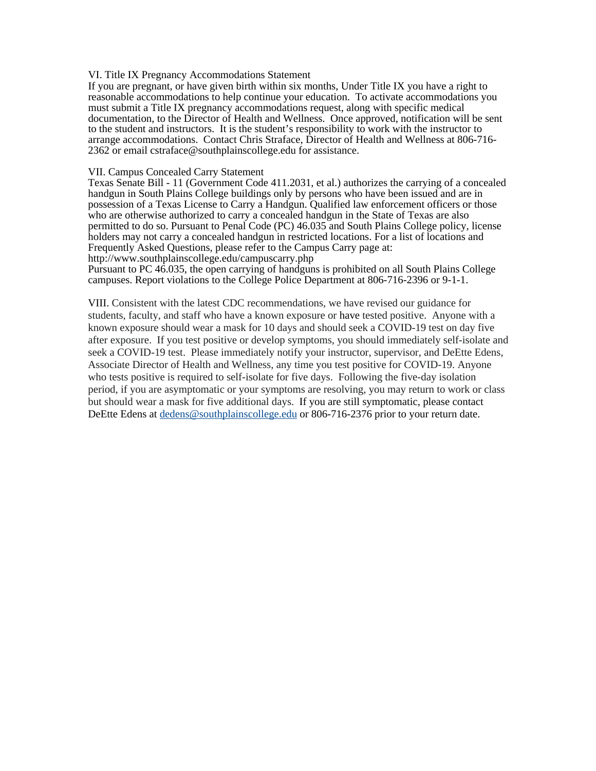VI. Title IX Pregnancy Accommodations Statement

If you are pregnant, or have given birth within six months, Under Title IX you have a right to reasonable accommodations to help continue your education. To activate accommodations you must submit a Title IX pregnancy accommodations request, along with specific medical documentation, to the Director of Health and Wellness. Once approved, notification will be sent to the student and instructors. It is the student's responsibility to work with the instructor to arrange accommodations. Contact Chris Straface, Director of Health and Wellness at 806-716-2362 or email cstraface@southplainscollege.edu for assistance.

VII. Campus Concealed Carry Statement

Texas Senate Bill - 11 (Government Code 411.2031, et al.) authorizes the carrying of a concealed handgun in South Plains College buildings only by persons who have been issued and are in possession of a Texas License to Carry a Handgun. Qualified law enforcement officers or those who are otherwise authorized to carry a concealed handgun in the State of Texas are also permitted to do so. Pursuant to Penal Code (PC) 46.035 and South Plains College policy, license holders may not carry a concealed handgun in restricted locations. For a list of locations and Frequently Asked Questions, please refer to the Campus Carry page at: http://www.southplainscollege.edu/campuscarry.php

Pursuant to PC 46.035, the open carrying of handguns is prohibited on all South Plains College campuses. Report violations to the College Police Department at 806-716-2396 or 9-1-1.

VIII. Consistent with the latest CDC recommendations, we have revised our guidance for students, faculty, and staff who have a known exposure or have tested positive. Anyone with a known exposure should wear a mask for 10 days and should seek a COVID-19 test on day five after exposure. If you test positive or develop symptoms, you should immediately self-isolate and seek a COVID-19 test. Please immediately notify your instructor, supervisor, and DeEtte Edens, Associate Director of Health and Wellness, any time you test positive for COVID-19. Anyone who tests positive is required to self-isolate for five days. Following the five-day isolation period, if you are asymptomatic or your symptoms are resolving, you may return to work or class but should wear a mask for five additional days. If you are still symptomatic, please contact DeEtte Edens at dedens@southplainscollege.edu or 806-716-2376 prior to your return date.